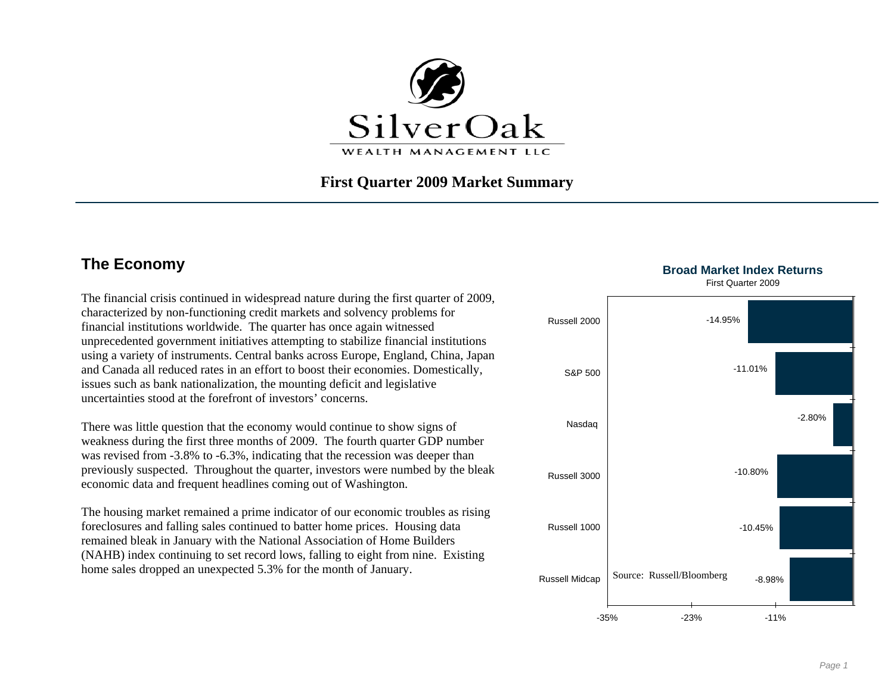SilverOak

WEALTH MANAGEMENT LLC

# First Quarter 2009 Market Summary

## The Economy

The financial crisis continued in widespread nature during the first quarter of 2009, characterized by non-functioning credit markets and solvency problems for financial institutions worldwide. The quarter has once again witnessed unprecedented government initiatives attempting to stabilize financial institutions using a variety of instruments. Central banks across Europe, England, China, Japan and Canada all reduced rates in an effort to boost their economies. Domestically, issues such as bank nationalization, the mounting deficit and legislative uncertainties stood at the forefront of investors' concerns.

There was little question that the economy would continue to show signs of weakness during the first three months of 2009. The fourth quarter GDP number was revised from -3.8% to -6.3%, indicating that the recession was deeper than previously suspected. Throughout the quarter, investors were numbed by the bleak economic data and frequent headlines coming out of Washington.

The housing market remained a prime indicator of our economic troubles as rising foreclosures and falling sales continued to batter home prices. Housing data remained bleak in January with the National Association of Home Builders (NAHB) index continuing to set record lows, falling to eight from nine. Existing home sales dropped an unexpected 5.3% for the month of January.

**Broad Market Index Returns**

First Quarter 2009

| Index | Return |
| --- | --- |
| Russell 2000 | -14.95% |
| S&P 500 | -11.01% |
| Nasdaq | -2.80% |
| Russell 3000 | -10.80% |
| Russell 1000 | -10.45% |
| Russell Midcap | -8.98% |

Source: Russell/Bloomberg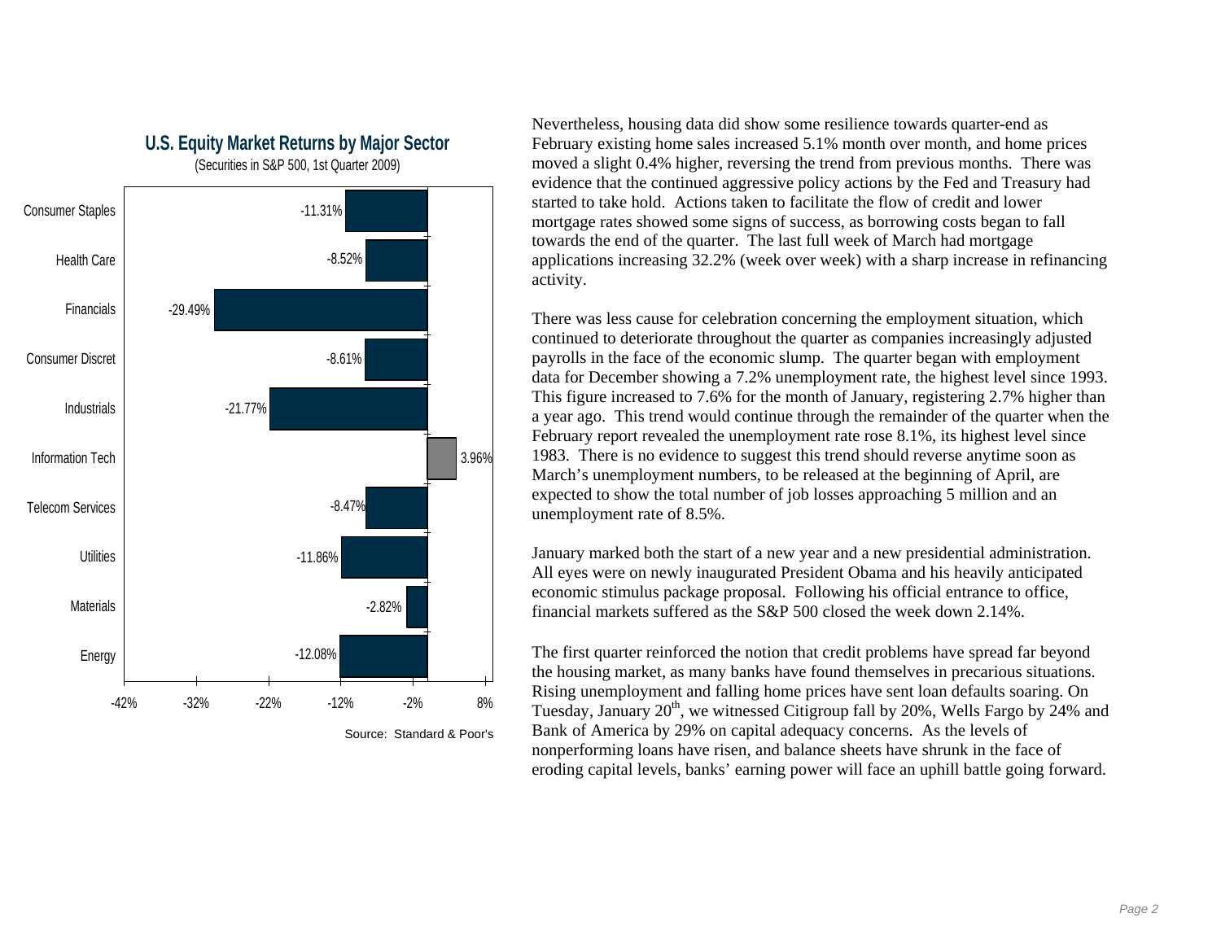## U.S. Equity Market Returns by Major Sector

(Securities in S&P 500, 1st Quarter 2009)

| Sector | Return |
|---|---|
| Consumer Staples | -11.31% |
| Health Care | -8.52% |
| Financials | -29.49% |
| Consumer Discret | -8.61% |
| Industrials | -21.77% |
| Information Tech | 3.96% |
| Telecom Services | -8.47% |
| Utilities | -11.86% |
| Materials | -2.82% |
| Energy | -12.08% |

Source: Standard & Poor's

Nevertheless, housing data did show some resilience towards quarter-end as February existing home sales increased 5.1% month over month, and home prices moved a slight 0.4% higher, reversing the trend from previous months. There was evidence that the continued aggressive policy actions by the Fed and Treasury had started to take hold. Actions taken to facilitate the flow of credit and lower mortgage rates showed some signs of success, as borrowing costs began to fall towards the end of the quarter. The last full week of March had mortgage applications increasing 32.2% (week over week) with a sharp increase in refinancing activity.

There was less cause for celebration concerning the employment situation, which continued to deteriorate throughout the quarter as companies increasingly adjusted payrolls in the face of the economic slump. The quarter began with employment data for December showing a 7.2% unemployment rate, the highest level since 1993. This figure increased to 7.6% for the month of January, registering 2.7% higher than a year ago. This trend would continue through the remainder of the quarter when the February report revealed the unemployment rate rose 8.1%, its highest level since 1983. There is no evidence to suggest this trend should reverse anytime soon as March's unemployment numbers, to be released at the beginning of April, are expected to show the total number of job losses approaching 5 million and an unemployment rate of 8.5%.

January marked both the start of a new year and a new presidential administration. All eyes were on newly inaugurated President Obama and his heavily anticipated economic stimulus package proposal. Following his official entrance to office, financial markets suffered as the S&P 500 closed the week down 2.14%.

The first quarter reinforced the notion that credit problems have spread far beyond the housing market, as many banks have found themselves in precarious situations. Rising unemployment and falling home prices have sent loan defaults soaring. On Tuesday, January 20th, we witnessed Citigroup fall by 20%, Wells Fargo by 24% and Bank of America by 29% on capital adequacy concerns. As the levels of nonperforming loans have risen, and balance sheets have shrunk in the face of eroding capital levels, banks' earning power will face an uphill battle going forward.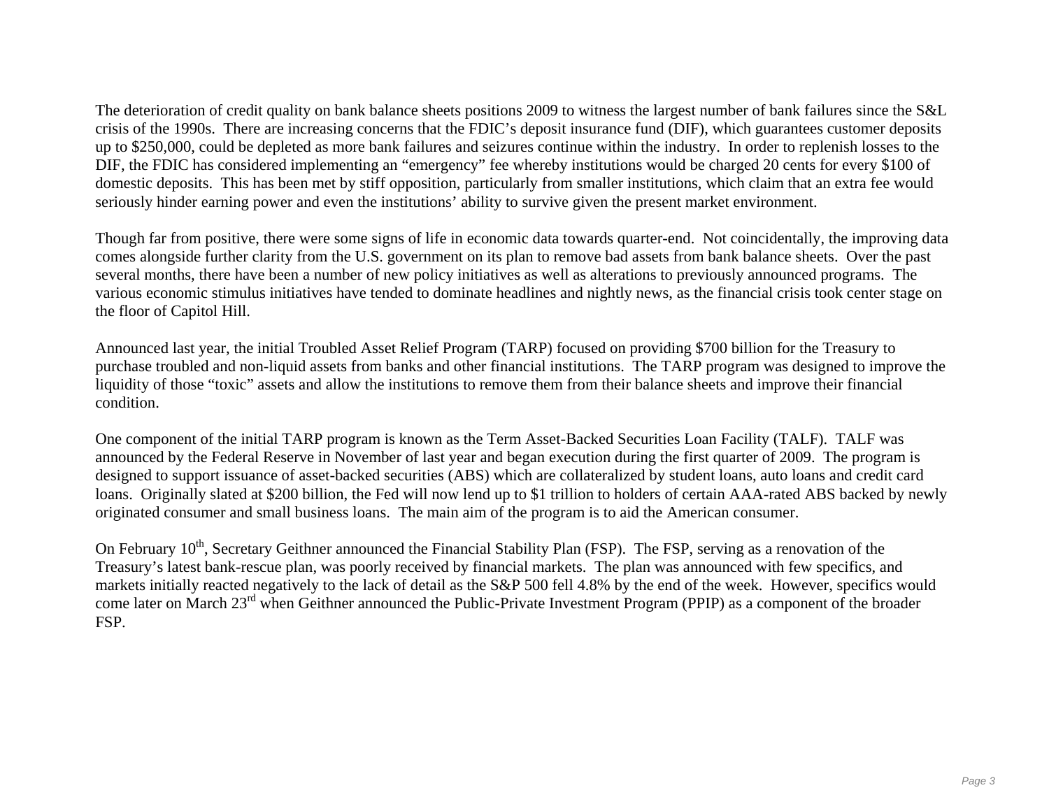The deterioration of credit quality on bank balance sheets positions 2009 to witness the largest number of bank failures since the S&L crisis of the 1990s. There are increasing concerns that the FDIC's deposit insurance fund (DIF), which guarantees customer deposits up to $250,000, could be depleted as more bank failures and seizures continue within the industry. In order to replenish losses to the DIF, the FDIC has considered implementing an "emergency" fee whereby institutions would be charged 20 cents for every $100 of domestic deposits. This has been met by stiff opposition, particularly from smaller institutions, which claim that an extra fee would seriously hinder earning power and even the institutions' ability to survive given the present market environment.

Though far from positive, there were some signs of life in economic data towards quarter-end. Not coincidentally, the improving data comes alongside further clarity from the U.S. government on its plan to remove bad assets from bank balance sheets. Over the past several months, there have been a number of new policy initiatives as well as alterations to previously announced programs. The various economic stimulus initiatives have tended to dominate headlines and nightly news, as the financial crisis took center stage on the floor of Capitol Hill.

Announced last year, the initial Troubled Asset Relief Program (TARP) focused on providing $700 billion for the Treasury to purchase troubled and non-liquid assets from banks and other financial institutions. The TARP program was designed to improve the liquidity of those "toxic" assets and allow the institutions to remove them from their balance sheets and improve their financial condition.

One component of the initial TARP program is known as the Term Asset-Backed Securities Loan Facility (TALF). TALF was announced by the Federal Reserve in November of last year and began execution during the first quarter of 2009. The program is designed to support issuance of asset-backed securities (ABS) which are collateralized by student loans, auto loans and credit card loans. Originally slated at $200 billion, the Fed will now lend up to $1 trillion to holders of certain AAA-rated ABS backed by newly originated consumer and small business loans. The main aim of the program is to aid the American consumer.

On February 10th, Secretary Geithner announced the Financial Stability Plan (FSP). The FSP, serving as a renovation of the Treasury's latest bank-rescue plan, was poorly received by financial markets. The plan was announced with few specifics, and markets initially reacted negatively to the lack of detail as the S&P 500 fell 4.8% by the end of the week. However, specifics would come later on March 23rd when Geithner announced the Public-Private Investment Program (PPIP) as a component of the broader FSP.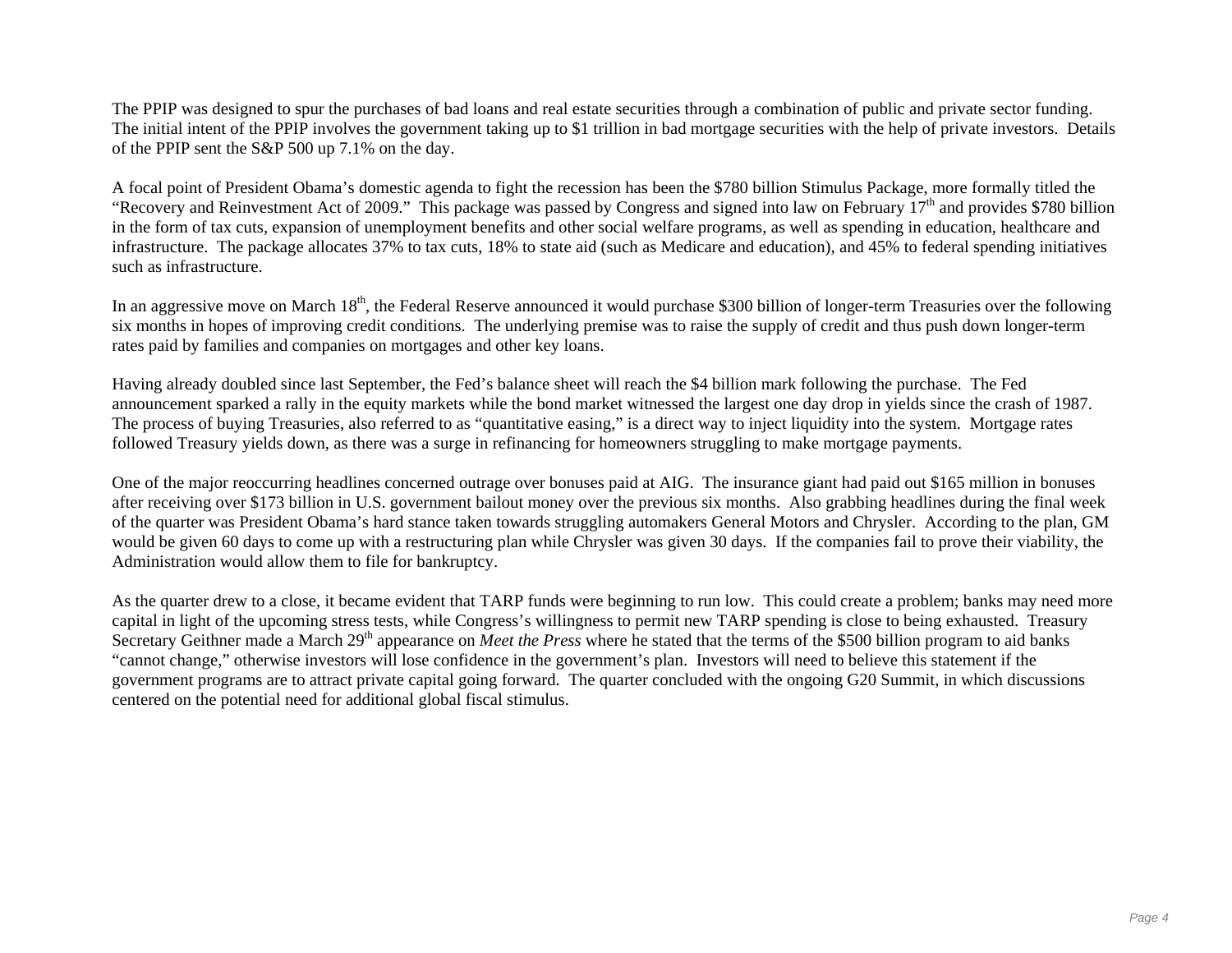The PPIP was designed to spur the purchases of bad loans and real estate securities through a combination of public and private sector funding. The initial intent of the PPIP involves the government taking up to $1 trillion in bad mortgage securities with the help of private investors. Details of the PPIP sent the S&P 500 up 7.1% on the day.

A focal point of President Obama's domestic agenda to fight the recession has been the $780 billion Stimulus Package, more formally titled the "Recovery and Reinvestment Act of 2009." This package was passed by Congress and signed into law on February 17th and provides $780 billion in the form of tax cuts, expansion of unemployment benefits and other social welfare programs, as well as spending in education, healthcare and infrastructure. The package allocates 37% to tax cuts, 18% to state aid (such as Medicare and education), and 45% to federal spending initiatives such as infrastructure.

In an aggressive move on March 18th, the Federal Reserve announced it would purchase $300 billion of longer-term Treasuries over the following six months in hopes of improving credit conditions. The underlying premise was to raise the supply of credit and thus push down longer-term rates paid by families and companies on mortgages and other key loans.

Having already doubled since last September, the Fed's balance sheet will reach the $4 billion mark following the purchase. The Fed announcement sparked a rally in the equity markets while the bond market witnessed the largest one day drop in yields since the crash of 1987. The process of buying Treasuries, also referred to as "quantitative easing," is a direct way to inject liquidity into the system. Mortgage rates followed Treasury yields down, as there was a surge in refinancing for homeowners struggling to make mortgage payments.

One of the major reoccurring headlines concerned outrage over bonuses paid at AIG. The insurance giant had paid out $165 million in bonuses after receiving over $173 billion in U.S. government bailout money over the previous six months. Also grabbing headlines during the final week of the quarter was President Obama's hard stance taken towards struggling automakers General Motors and Chrysler. According to the plan, GM would be given 60 days to come up with a restructuring plan while Chrysler was given 30 days. If the companies fail to prove their viability, the Administration would allow them to file for bankruptcy.

As the quarter drew to a close, it became evident that TARP funds were beginning to run low. This could create a problem; banks may need more capital in light of the upcoming stress tests, while Congress's willingness to permit new TARP spending is close to being exhausted. Treasury Secretary Geithner made a March 29th appearance on *Meet the Press* where he stated that the terms of the $500 billion program to aid banks "cannot change," otherwise investors will lose confidence in the government's plan. Investors will need to believe this statement if the government programs are to attract private capital going forward. The quarter concluded with the ongoing G20 Summit, in which discussions centered on the potential need for additional global fiscal stimulus.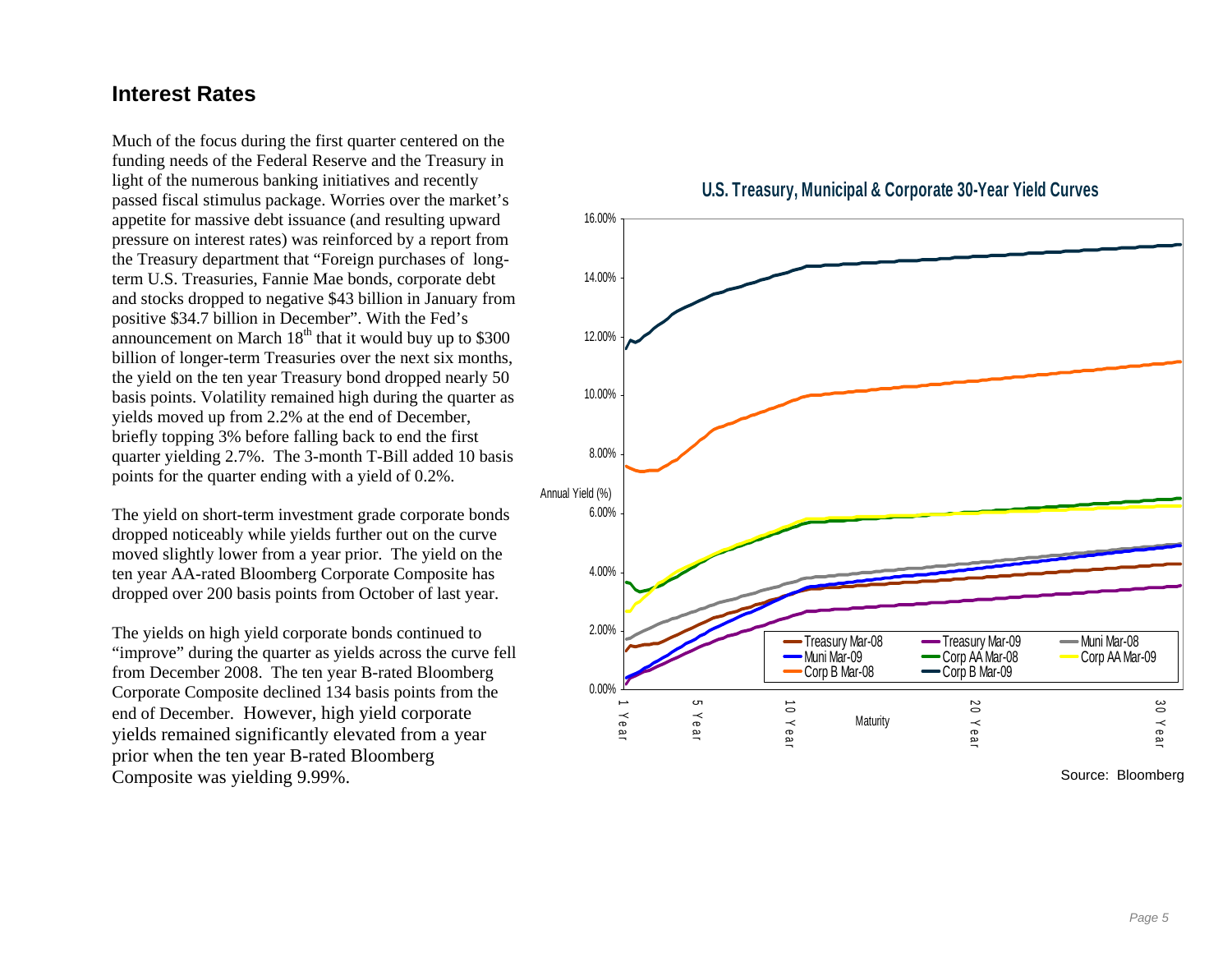## Interest Rates

Much of the focus during the first quarter centered on the funding needs of the Federal Reserve and the Treasury in light of the numerous banking initiatives and recently passed fiscal stimulus package. Worries over the market's appetite for massive debt issuance (and resulting upward pressure on interest rates) was reinforced by a report from the Treasury department that "Foreign purchases of long-term U.S. Treasuries, Fannie Mae bonds, corporate debt and stocks dropped to negative $43 billion in January from positive $34.7 billion in December". With the Fed's announcement on March 18th that it would buy up to $300 billion of longer-term Treasuries over the next six months, the yield on the ten year Treasury bond dropped nearly 50 basis points. Volatility remained high during the quarter as yields moved up from 2.2% at the end of December, briefly topping 3% before falling back to end the first quarter yielding 2.7%. The 3-month T-Bill added 10 basis points for the quarter ending with a yield of 0.2%.

The yield on short-term investment grade corporate bonds dropped noticeably while yields further out on the curve moved slightly lower from a year prior. The yield on the ten year AA-rated Bloomberg Corporate Composite has dropped over 200 basis points from October of last year.

The yields on high yield corporate bonds continued to "improve" during the quarter as yields across the curve fell from December 2008. The ten year B-rated Bloomberg Corporate Composite declined 134 basis points from the end of December. However, high yield corporate yields remained significantly elevated from a year prior when the ten year B-rated Bloomberg Composite was yielding 9.99%.

**U.S. Treasury, Municipal & Corporate 30-Year Yield Curves**

Source: Bloomberg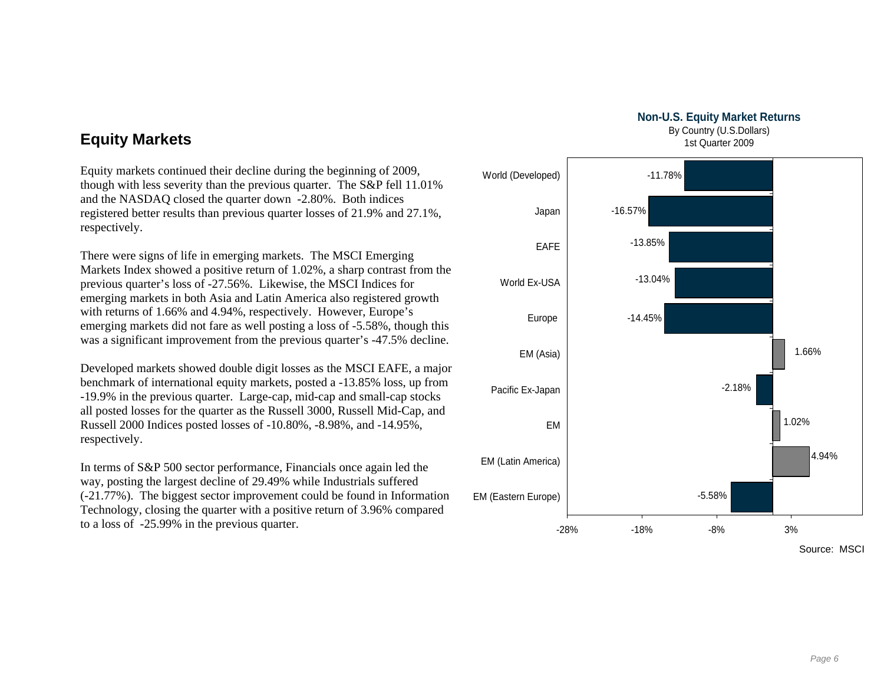## Equity Markets

Equity markets continued their decline during the beginning of 2009, though with less severity than the previous quarter. The S&P fell 11.01% and the NASDAQ closed the quarter down -2.80%. Both indices registered better results than previous quarter losses of 21.9% and 27.1%, respectively.

There were signs of life in emerging markets. The MSCI Emerging Markets Index showed a positive return of 1.02%, a sharp contrast from the previous quarter's loss of -27.56%. Likewise, the MSCI Indices for emerging markets in both Asia and Latin America also registered growth with returns of 1.66% and 4.94%, respectively. However, Europe's emerging markets did not fare as well posting a loss of -5.58%, though this was a significant improvement from the previous quarter's -47.5% decline.

Developed markets showed double digit losses as the MSCI EAFE, a major benchmark of international equity markets, posted a -13.85% loss, up from -19.9% in the previous quarter. Large-cap, mid-cap and small-cap stocks all posted losses for the quarter as the Russell 3000, Russell Mid-Cap, and Russell 2000 Indices posted losses of -10.80%, -8.98%, and -14.95%, respectively.

In terms of S&P 500 sector performance, Financials once again led the way, posting the largest decline of 29.49% while Industrials suffered (-21.77%). The biggest sector improvement could be found in Information Technology, closing the quarter with a positive return of 3.96% compared to a loss of -25.99% in the previous quarter.

**Non-U.S. Equity Market Returns**
By Country (U.S.Dollars)
1st Quarter 2009

| Market | Return |
| --- | --- |
| World (Developed) | -11.78% |
| Japan | -16.57% |
| EAFE | -13.85% |
| World Ex-USA | -13.04% |
| Europe | -14.45% |
| EM (Asia) | 1.66% |
| Pacific Ex-Japan | -2.18% |
| EM | 1.02% |
| EM (Latin America) | 4.94% |
| EM (Eastern Europe) | -5.58% |

Source: MSCI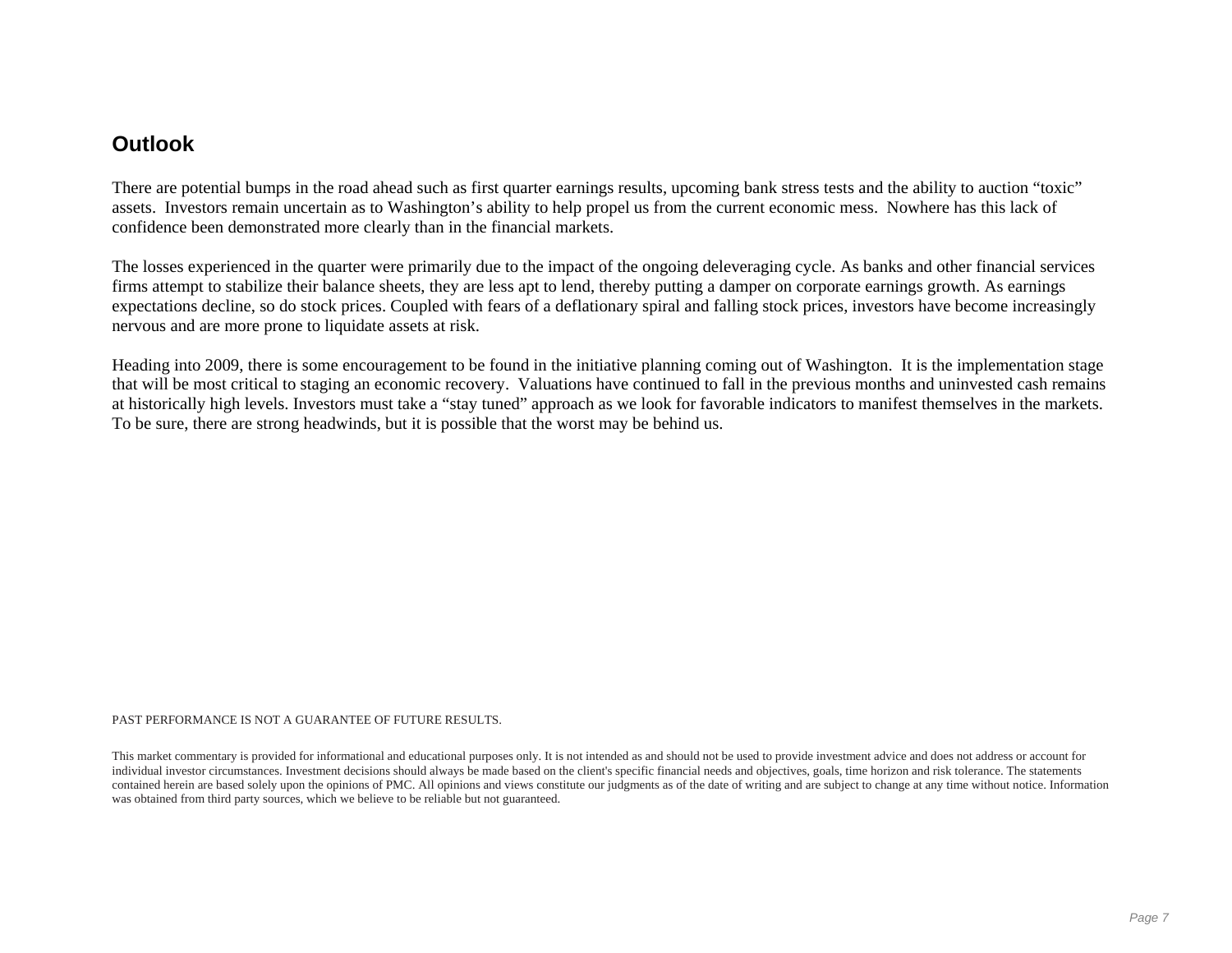## Outlook

There are potential bumps in the road ahead such as first quarter earnings results, upcoming bank stress tests and the ability to auction "toxic" assets.  Investors remain uncertain as to Washington's ability to help propel us from the current economic mess.  Nowhere has this lack of confidence been demonstrated more clearly than in the financial markets.

The losses experienced in the quarter were primarily due to the impact of the ongoing deleveraging cycle. As banks and other financial services firms attempt to stabilize their balance sheets, they are less apt to lend, thereby putting a damper on corporate earnings growth. As earnings expectations decline, so do stock prices. Coupled with fears of a deflationary spiral and falling stock prices, investors have become increasingly nervous and are more prone to liquidate assets at risk.

Heading into 2009, there is some encouragement to be found in the initiative planning coming out of Washington.  It is the implementation stage that will be most critical to staging an economic recovery.  Valuations have continued to fall in the previous months and uninvested cash remains at historically high levels. Investors must take a "stay tuned" approach as we look for favorable indicators to manifest themselves in the markets. To be sure, there are strong headwinds, but it is possible that the worst may be behind us.

PAST PERFORMANCE IS NOT A GUARANTEE OF FUTURE RESULTS.

This market commentary is provided for informational and educational purposes only. It is not intended as and should not be used to provide investment advice and does not address or account for individual investor circumstances. Investment decisions should always be made based on the client's specific financial needs and objectives, goals, time horizon and risk tolerance. The statements contained herein are based solely upon the opinions of PMC. All opinions and views constitute our judgments as of the date of writing and are subject to change at any time without notice. Information was obtained from third party sources, which we believe to be reliable but not guaranteed.